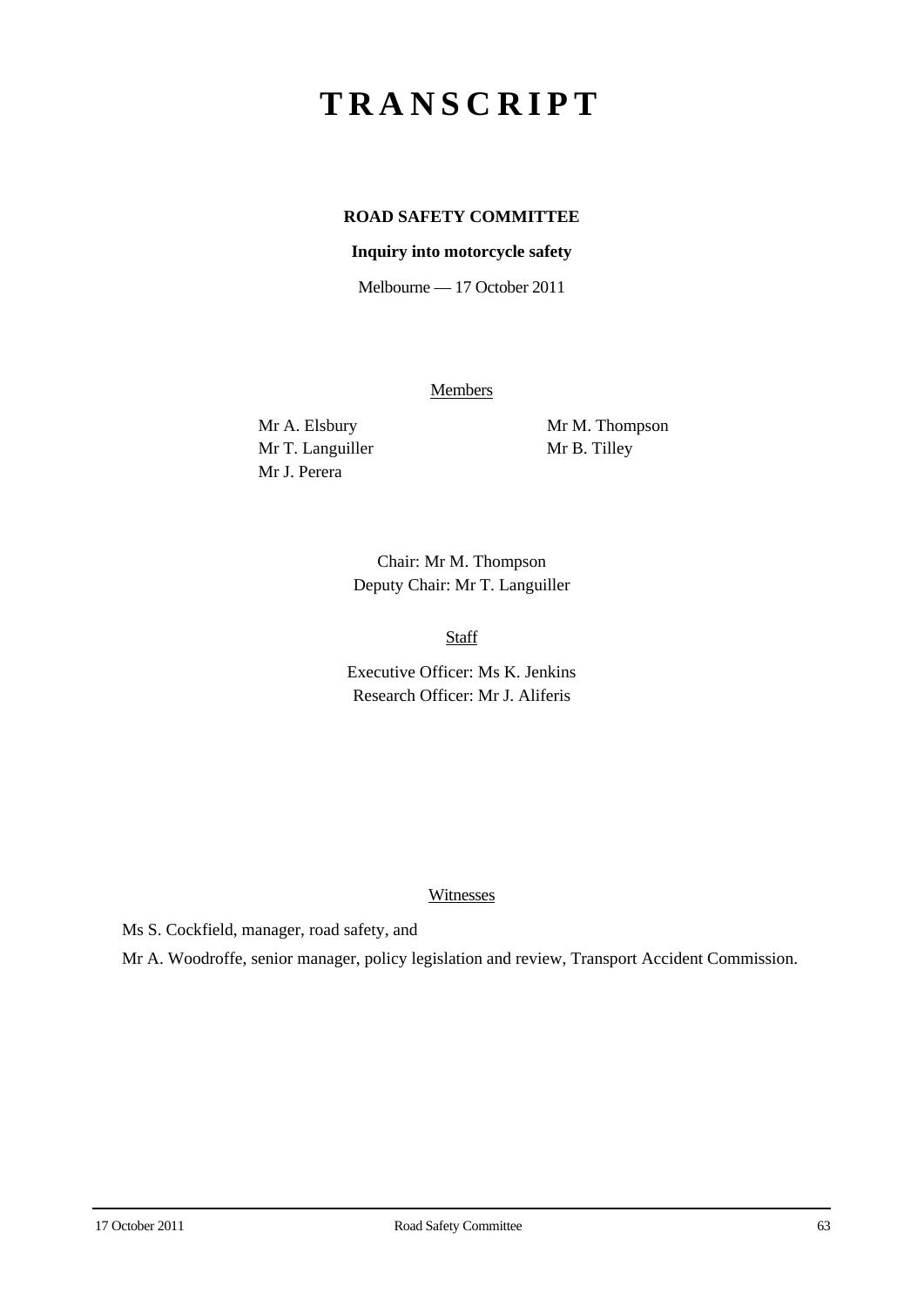# TRANSCRIPT

**ROAD SAFETY COMMITTEE**

**Inquiry into motorcycle safety**

Melbourne — 17 October 2011

Members

Mr A. Elsbury
Mr T. Languiller
Mr J. Perera
Mr M. Thompson
Mr B. Tilley

Chair: Mr M. Thompson
Deputy Chair: Mr T. Languiller

Staff

Executive Officer: Ms K. Jenkins
Research Officer: Mr J. Aliferis

Witnesses

Ms S. Cockfield, manager, road safety, and

Mr A. Woodroffe, senior manager, policy legislation and review, Transport Accident Commission.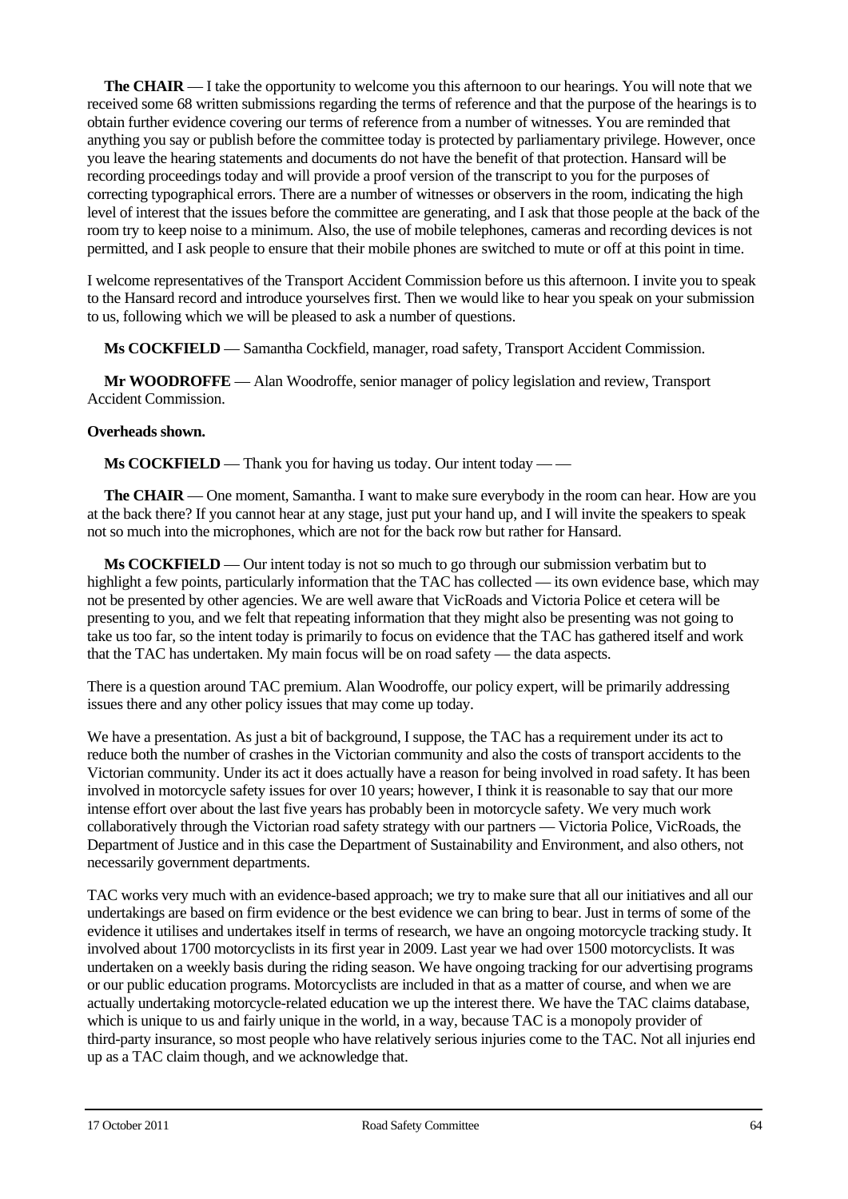**The CHAIR** — I take the opportunity to welcome you this afternoon to our hearings. You will note that we received some 68 written submissions regarding the terms of reference and that the purpose of the hearings is to obtain further evidence covering our terms of reference from a number of witnesses. You are reminded that anything you say or publish before the committee today is protected by parliamentary privilege. However, once you leave the hearing statements and documents do not have the benefit of that protection. Hansard will be recording proceedings today and will provide a proof version of the transcript to you for the purposes of correcting typographical errors. There are a number of witnesses or observers in the room, indicating the high level of interest that the issues before the committee are generating, and I ask that those people at the back of the room try to keep noise to a minimum. Also, the use of mobile telephones, cameras and recording devices is not permitted, and I ask people to ensure that their mobile phones are switched to mute or off at this point in time.

I welcome representatives of the Transport Accident Commission before us this afternoon. I invite you to speak to the Hansard record and introduce yourselves first. Then we would like to hear you speak on your submission to us, following which we will be pleased to ask a number of questions.

**Ms COCKFIELD** — Samantha Cockfield, manager, road safety, Transport Accident Commission.

**Mr WOODROFFE** — Alan Woodroffe, senior manager of policy legislation and review, Transport Accident Commission.

**Overheads shown.**

**Ms COCKFIELD** — Thank you for having us today. Our intent today — —

**The CHAIR** — One moment, Samantha. I want to make sure everybody in the room can hear. How are you at the back there? If you cannot hear at any stage, just put your hand up, and I will invite the speakers to speak not so much into the microphones, which are not for the back row but rather for Hansard.

**Ms COCKFIELD** — Our intent today is not so much to go through our submission verbatim but to highlight a few points, particularly information that the TAC has collected — its own evidence base, which may not be presented by other agencies. We are well aware that VicRoads and Victoria Police et cetera will be presenting to you, and we felt that repeating information that they might also be presenting was not going to take us too far, so the intent today is primarily to focus on evidence that the TAC has gathered itself and work that the TAC has undertaken. My main focus will be on road safety — the data aspects.

There is a question around TAC premium. Alan Woodroffe, our policy expert, will be primarily addressing issues there and any other policy issues that may come up today.

We have a presentation. As just a bit of background, I suppose, the TAC has a requirement under its act to reduce both the number of crashes in the Victorian community and also the costs of transport accidents to the Victorian community. Under its act it does actually have a reason for being involved in road safety. It has been involved in motorcycle safety issues for over 10 years; however, I think it is reasonable to say that our more intense effort over about the last five years has probably been in motorcycle safety. We very much work collaboratively through the Victorian road safety strategy with our partners — Victoria Police, VicRoads, the Department of Justice and in this case the Department of Sustainability and Environment, and also others, not necessarily government departments.

TAC works very much with an evidence-based approach; we try to make sure that all our initiatives and all our undertakings are based on firm evidence or the best evidence we can bring to bear. Just in terms of some of the evidence it utilises and undertakes itself in terms of research, we have an ongoing motorcycle tracking study. It involved about 1700 motorcyclists in its first year in 2009. Last year we had over 1500 motorcyclists. It was undertaken on a weekly basis during the riding season. We have ongoing tracking for our advertising programs or our public education programs. Motorcyclists are included in that as a matter of course, and when we are actually undertaking motorcycle-related education we up the interest there. We have the TAC claims database, which is unique to us and fairly unique in the world, in a way, because TAC is a monopoly provider of third-party insurance, so most people who have relatively serious injuries come to the TAC. Not all injuries end up as a TAC claim though, and we acknowledge that.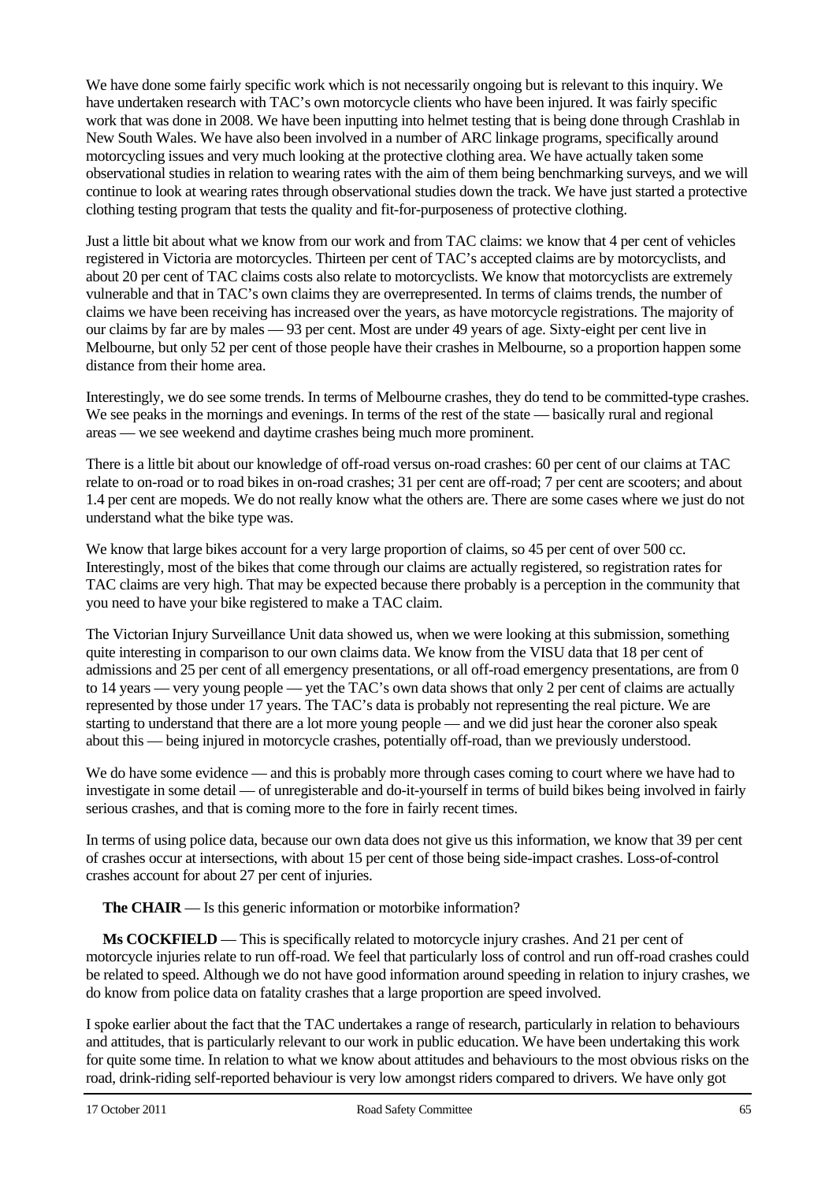We have done some fairly specific work which is not necessarily ongoing but is relevant to this inquiry. We have undertaken research with TAC's own motorcycle clients who have been injured. It was fairly specific work that was done in 2008. We have been inputting into helmet testing that is being done through Crashlab in New South Wales. We have also been involved in a number of ARC linkage programs, specifically around motorcycling issues and very much looking at the protective clothing area. We have actually taken some observational studies in relation to wearing rates with the aim of them being benchmarking surveys, and we will continue to look at wearing rates through observational studies down the track. We have just started a protective clothing testing program that tests the quality and fit-for-purposeness of protective clothing.

Just a little bit about what we know from our work and from TAC claims: we know that 4 per cent of vehicles registered in Victoria are motorcycles. Thirteen per cent of TAC's accepted claims are by motorcyclists, and about 20 per cent of TAC claims costs also relate to motorcyclists. We know that motorcyclists are extremely vulnerable and that in TAC's own claims they are overrepresented. In terms of claims trends, the number of claims we have been receiving has increased over the years, as have motorcycle registrations. The majority of our claims by far are by males — 93 per cent. Most are under 49 years of age. Sixty-eight per cent live in Melbourne, but only 52 per cent of those people have their crashes in Melbourne, so a proportion happen some distance from their home area.

Interestingly, we do see some trends. In terms of Melbourne crashes, they do tend to be committed-type crashes. We see peaks in the mornings and evenings. In terms of the rest of the state — basically rural and regional areas — we see weekend and daytime crashes being much more prominent.

There is a little bit about our knowledge of off-road versus on-road crashes: 60 per cent of our claims at TAC relate to on-road or to road bikes in on-road crashes; 31 per cent are off-road; 7 per cent are scooters; and about 1.4 per cent are mopeds. We do not really know what the others are. There are some cases where we just do not understand what the bike type was.

We know that large bikes account for a very large proportion of claims, so 45 per cent of over 500 cc. Interestingly, most of the bikes that come through our claims are actually registered, so registration rates for TAC claims are very high. That may be expected because there probably is a perception in the community that you need to have your bike registered to make a TAC claim.

The Victorian Injury Surveillance Unit data showed us, when we were looking at this submission, something quite interesting in comparison to our own claims data. We know from the VISU data that 18 per cent of admissions and 25 per cent of all emergency presentations, or all off-road emergency presentations, are from 0 to 14 years — very young people — yet the TAC's own data shows that only 2 per cent of claims are actually represented by those under 17 years. The TAC's data is probably not representing the real picture. We are starting to understand that there are a lot more young people — and we did just hear the coroner also speak about this — being injured in motorcycle crashes, potentially off-road, than we previously understood.

We do have some evidence — and this is probably more through cases coming to court where we have had to investigate in some detail — of unregisterable and do-it-yourself in terms of build bikes being involved in fairly serious crashes, and that is coming more to the fore in fairly recent times.

In terms of using police data, because our own data does not give us this information, we know that 39 per cent of crashes occur at intersections, with about 15 per cent of those being side-impact crashes. Loss-of-control crashes account for about 27 per cent of injuries.

**The CHAIR** — Is this generic information or motorbike information?

**Ms COCKFIELD** — This is specifically related to motorcycle injury crashes. And 21 per cent of motorcycle injuries relate to run off-road. We feel that particularly loss of control and run off-road crashes could be related to speed. Although we do not have good information around speeding in relation to injury crashes, we do know from police data on fatality crashes that a large proportion are speed involved.

I spoke earlier about the fact that the TAC undertakes a range of research, particularly in relation to behaviours and attitudes, that is particularly relevant to our work in public education. We have been undertaking this work for quite some time. In relation to what we know about attitudes and behaviours to the most obvious risks on the road, drink-riding self-reported behaviour is very low amongst riders compared to drivers. We have only got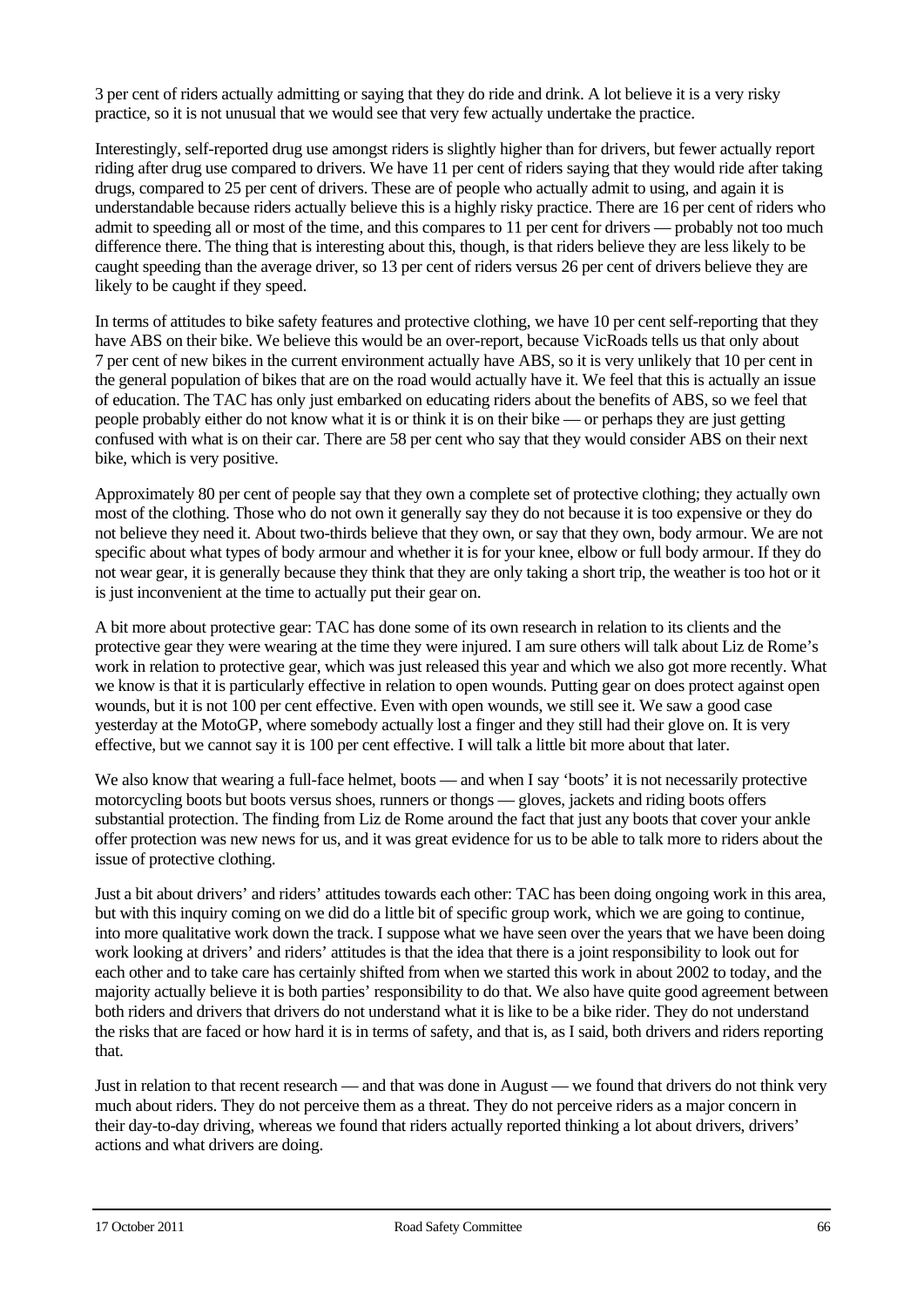3 per cent of riders actually admitting or saying that they do ride and drink. A lot believe it is a very risky practice, so it is not unusual that we would see that very few actually undertake the practice.

Interestingly, self-reported drug use amongst riders is slightly higher than for drivers, but fewer actually report riding after drug use compared to drivers. We have 11 per cent of riders saying that they would ride after taking drugs, compared to 25 per cent of drivers. These are of people who actually admit to using, and again it is understandable because riders actually believe this is a highly risky practice. There are 16 per cent of riders who admit to speeding all or most of the time, and this compares to 11 per cent for drivers — probably not too much difference there. The thing that is interesting about this, though, is that riders believe they are less likely to be caught speeding than the average driver, so 13 per cent of riders versus 26 per cent of drivers believe they are likely to be caught if they speed.

In terms of attitudes to bike safety features and protective clothing, we have 10 per cent self-reporting that they have ABS on their bike. We believe this would be an over-report, because VicRoads tells us that only about 7 per cent of new bikes in the current environment actually have ABS, so it is very unlikely that 10 per cent in the general population of bikes that are on the road would actually have it. We feel that this is actually an issue of education. The TAC has only just embarked on educating riders about the benefits of ABS, so we feel that people probably either do not know what it is or think it is on their bike — or perhaps they are just getting confused with what is on their car. There are 58 per cent who say that they would consider ABS on their next bike, which is very positive.

Approximately 80 per cent of people say that they own a complete set of protective clothing; they actually own most of the clothing. Those who do not own it generally say they do not because it is too expensive or they do not believe they need it. About two-thirds believe that they own, or say that they own, body armour. We are not specific about what types of body armour and whether it is for your knee, elbow or full body armour. If they do not wear gear, it is generally because they think that they are only taking a short trip, the weather is too hot or it is just inconvenient at the time to actually put their gear on.

A bit more about protective gear: TAC has done some of its own research in relation to its clients and the protective gear they were wearing at the time they were injured. I am sure others will talk about Liz de Rome's work in relation to protective gear, which was just released this year and which we also got more recently. What we know is that it is particularly effective in relation to open wounds. Putting gear on does protect against open wounds, but it is not 100 per cent effective. Even with open wounds, we still see it. We saw a good case yesterday at the MotoGP, where somebody actually lost a finger and they still had their glove on. It is very effective, but we cannot say it is 100 per cent effective. I will talk a little bit more about that later.

We also know that wearing a full-face helmet, boots — and when I say 'boots' it is not necessarily protective motorcycling boots but boots versus shoes, runners or thongs — gloves, jackets and riding boots offers substantial protection. The finding from Liz de Rome around the fact that just any boots that cover your ankle offer protection was new news for us, and it was great evidence for us to be able to talk more to riders about the issue of protective clothing.

Just a bit about drivers' and riders' attitudes towards each other: TAC has been doing ongoing work in this area, but with this inquiry coming on we did do a little bit of specific group work, which we are going to continue, into more qualitative work down the track. I suppose what we have seen over the years that we have been doing work looking at drivers' and riders' attitudes is that the idea that there is a joint responsibility to look out for each other and to take care has certainly shifted from when we started this work in about 2002 to today, and the majority actually believe it is both parties' responsibility to do that. We also have quite good agreement between both riders and drivers that drivers do not understand what it is like to be a bike rider. They do not understand the risks that are faced or how hard it is in terms of safety, and that is, as I said, both drivers and riders reporting that.

Just in relation to that recent research — and that was done in August — we found that drivers do not think very much about riders. They do not perceive them as a threat. They do not perceive riders as a major concern in their day-to-day driving, whereas we found that riders actually reported thinking a lot about drivers, drivers' actions and what drivers are doing.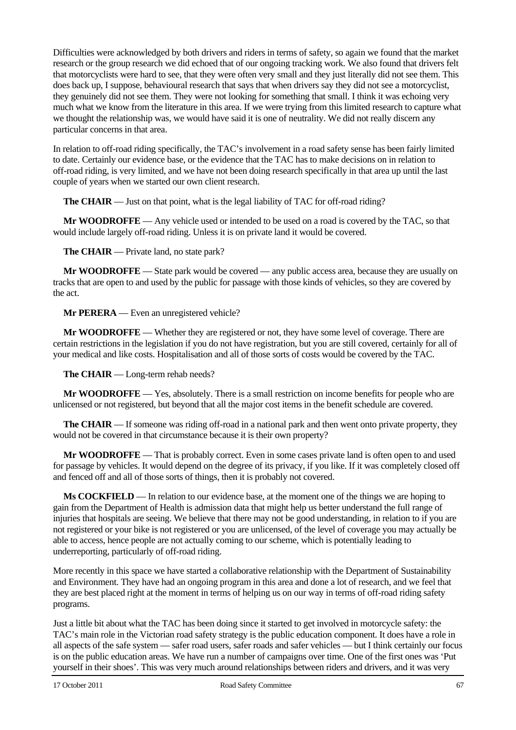Difficulties were acknowledged by both drivers and riders in terms of safety, so again we found that the market research or the group research we did echoed that of our ongoing tracking work. We also found that drivers felt that motorcyclists were hard to see, that they were often very small and they just literally did not see them. This does back up, I suppose, behavioural research that says that when drivers say they did not see a motorcyclist, they genuinely did not see them. They were not looking for something that small. I think it was echoing very much what we know from the literature in this area. If we were trying from this limited research to capture what we thought the relationship was, we would have said it is one of neutrality. We did not really discern any particular concerns in that area.

In relation to off-road riding specifically, the TAC's involvement in a road safety sense has been fairly limited to date. Certainly our evidence base, or the evidence that the TAC has to make decisions on in relation to off-road riding, is very limited, and we have not been doing research specifically in that area up until the last couple of years when we started our own client research.

**The CHAIR** — Just on that point, what is the legal liability of TAC for off-road riding?

**Mr WOODROFFE** — Any vehicle used or intended to be used on a road is covered by the TAC, so that would include largely off-road riding. Unless it is on private land it would be covered.

**The CHAIR** — Private land, no state park?

**Mr WOODROFFE** — State park would be covered — any public access area, because they are usually on tracks that are open to and used by the public for passage with those kinds of vehicles, so they are covered by the act.

**Mr PERERA** — Even an unregistered vehicle?

**Mr WOODROFFE** — Whether they are registered or not, they have some level of coverage. There are certain restrictions in the legislation if you do not have registration, but you are still covered, certainly for all of your medical and like costs. Hospitalisation and all of those sorts of costs would be covered by the TAC.

**The CHAIR** — Long-term rehab needs?

**Mr WOODROFFE** — Yes, absolutely. There is a small restriction on income benefits for people who are unlicensed or not registered, but beyond that all the major cost items in the benefit schedule are covered.

**The CHAIR** — If someone was riding off-road in a national park and then went onto private property, they would not be covered in that circumstance because it is their own property?

**Mr WOODROFFE** — That is probably correct. Even in some cases private land is often open to and used for passage by vehicles. It would depend on the degree of its privacy, if you like. If it was completely closed off and fenced off and all of those sorts of things, then it is probably not covered.

**Ms COCKFIELD** — In relation to our evidence base, at the moment one of the things we are hoping to gain from the Department of Health is admission data that might help us better understand the full range of injuries that hospitals are seeing. We believe that there may not be good understanding, in relation to if you are not registered or your bike is not registered or you are unlicensed, of the level of coverage you may actually be able to access, hence people are not actually coming to our scheme, which is potentially leading to underreporting, particularly of off-road riding.

More recently in this space we have started a collaborative relationship with the Department of Sustainability and Environment. They have had an ongoing program in this area and done a lot of research, and we feel that they are best placed right at the moment in terms of helping us on our way in terms of off-road riding safety programs.

Just a little bit about what the TAC has been doing since it started to get involved in motorcycle safety: the TAC's main role in the Victorian road safety strategy is the public education component. It does have a role in all aspects of the safe system — safer road users, safer roads and safer vehicles — but I think certainly our focus is on the public education areas. We have run a number of campaigns over time. One of the first ones was 'Put yourself in their shoes'. This was very much around relationships between riders and drivers, and it was very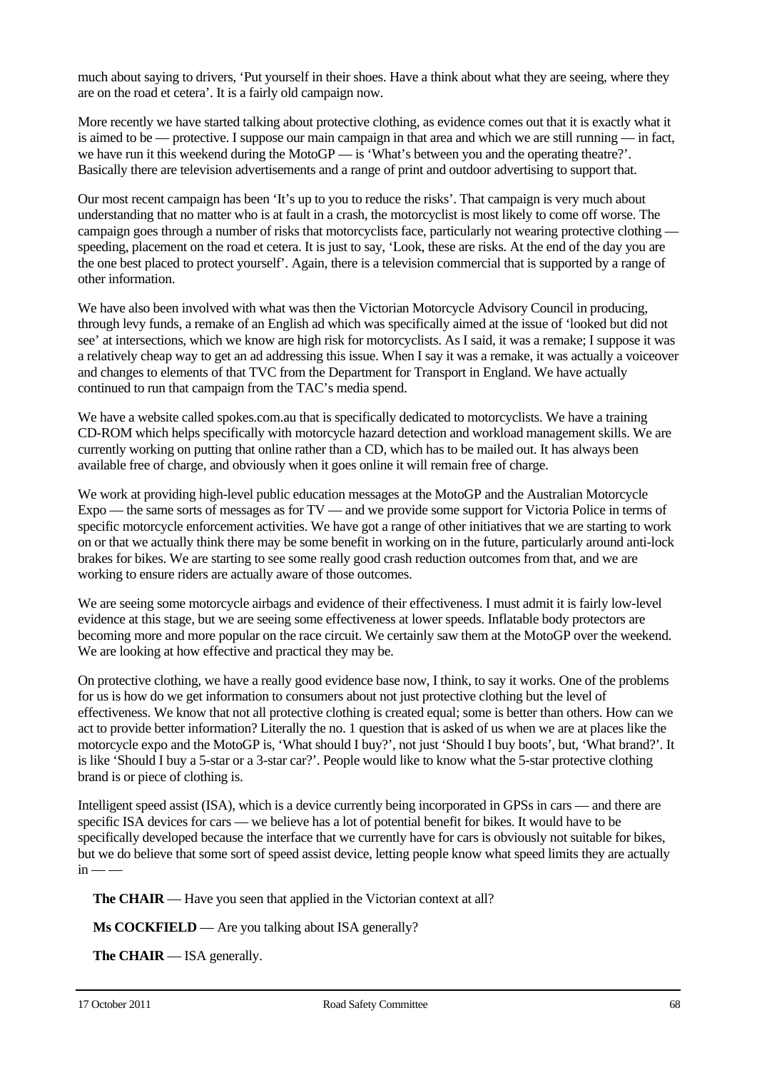much about saying to drivers, 'Put yourself in their shoes. Have a think about what they are seeing, where they are on the road et cetera'. It is a fairly old campaign now.

More recently we have started talking about protective clothing, as evidence comes out that it is exactly what it is aimed to be — protective. I suppose our main campaign in that area and which we are still running — in fact, we have run it this weekend during the MotoGP — is 'What's between you and the operating theatre?'. Basically there are television advertisements and a range of print and outdoor advertising to support that.

Our most recent campaign has been 'It's up to you to reduce the risks'. That campaign is very much about understanding that no matter who is at fault in a crash, the motorcyclist is most likely to come off worse. The campaign goes through a number of risks that motorcyclists face, particularly not wearing protective clothing — speeding, placement on the road et cetera. It is just to say, 'Look, these are risks. At the end of the day you are the one best placed to protect yourself'. Again, there is a television commercial that is supported by a range of other information.

We have also been involved with what was then the Victorian Motorcycle Advisory Council in producing, through levy funds, a remake of an English ad which was specifically aimed at the issue of 'looked but did not see' at intersections, which we know are high risk for motorcyclists. As I said, it was a remake; I suppose it was a relatively cheap way to get an ad addressing this issue. When I say it was a remake, it was actually a voiceover and changes to elements of that TVC from the Department for Transport in England. We have actually continued to run that campaign from the TAC's media spend.

We have a website called spokes.com.au that is specifically dedicated to motorcyclists. We have a training CD-ROM which helps specifically with motorcycle hazard detection and workload management skills. We are currently working on putting that online rather than a CD, which has to be mailed out. It has always been available free of charge, and obviously when it goes online it will remain free of charge.

We work at providing high-level public education messages at the MotoGP and the Australian Motorcycle Expo — the same sorts of messages as for TV — and we provide some support for Victoria Police in terms of specific motorcycle enforcement activities. We have got a range of other initiatives that we are starting to work on or that we actually think there may be some benefit in working on in the future, particularly around anti-lock brakes for bikes. We are starting to see some really good crash reduction outcomes from that, and we are working to ensure riders are actually aware of those outcomes.

We are seeing some motorcycle airbags and evidence of their effectiveness. I must admit it is fairly low-level evidence at this stage, but we are seeing some effectiveness at lower speeds. Inflatable body protectors are becoming more and more popular on the race circuit. We certainly saw them at the MotoGP over the weekend. We are looking at how effective and practical they may be.

On protective clothing, we have a really good evidence base now, I think, to say it works. One of the problems for us is how do we get information to consumers about not just protective clothing but the level of effectiveness. We know that not all protective clothing is created equal; some is better than others. How can we act to provide better information? Literally the no. 1 question that is asked of us when we are at places like the motorcycle expo and the MotoGP is, 'What should I buy?', not just 'Should I buy boots', but, 'What brand?'. It is like 'Should I buy a 5-star or a 3-star car?'. People would like to know what the 5-star protective clothing brand is or piece of clothing is.

Intelligent speed assist (ISA), which is a device currently being incorporated in GPSs in cars — and there are specific ISA devices for cars — we believe has a lot of potential benefit for bikes. It would have to be specifically developed because the interface that we currently have for cars is obviously not suitable for bikes, but we do believe that some sort of speed assist device, letting people know what speed limits they are actually in — —

**The CHAIR** — Have you seen that applied in the Victorian context at all?

**Ms COCKFIELD** — Are you talking about ISA generally?

**The CHAIR** — ISA generally.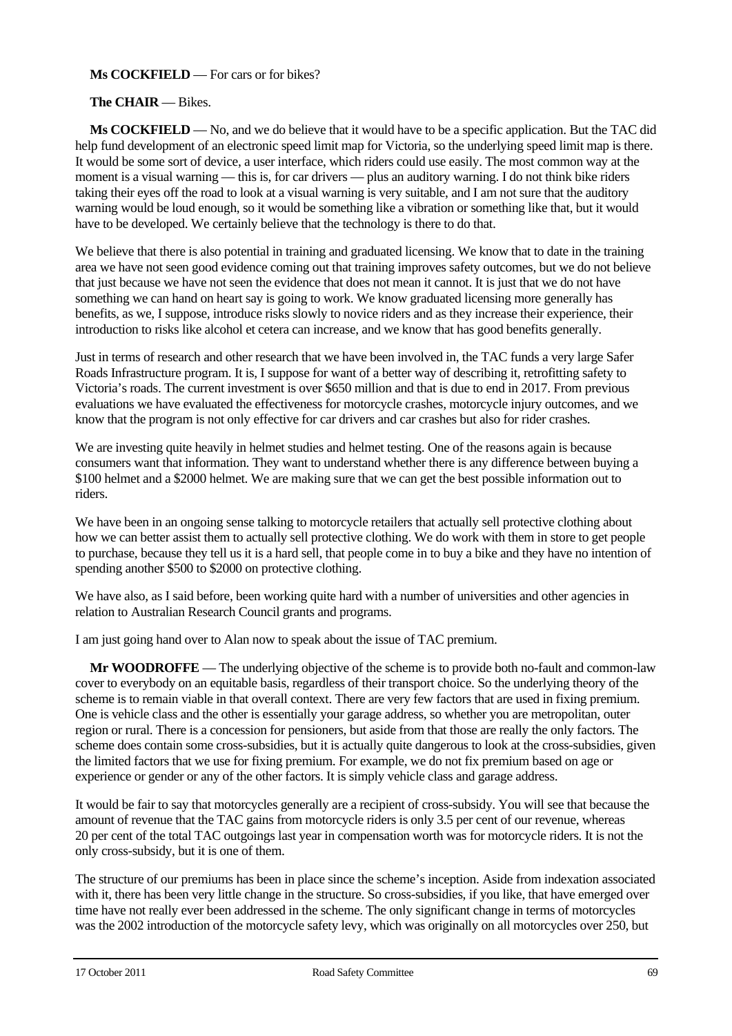**Ms COCKFIELD** — For cars or for bikes?

**The CHAIR** — Bikes.

**Ms COCKFIELD** — No, and we do believe that it would have to be a specific application. But the TAC did help fund development of an electronic speed limit map for Victoria, so the underlying speed limit map is there. It would be some sort of device, a user interface, which riders could use easily. The most common way at the moment is a visual warning — this is, for car drivers — plus an auditory warning. I do not think bike riders taking their eyes off the road to look at a visual warning is very suitable, and I am not sure that the auditory warning would be loud enough, so it would be something like a vibration or something like that, but it would have to be developed. We certainly believe that the technology is there to do that.

We believe that there is also potential in training and graduated licensing. We know that to date in the training area we have not seen good evidence coming out that training improves safety outcomes, but we do not believe that just because we have not seen the evidence that does not mean it cannot. It is just that we do not have something we can hand on heart say is going to work. We know graduated licensing more generally has benefits, as we, I suppose, introduce risks slowly to novice riders and as they increase their experience, their introduction to risks like alcohol et cetera can increase, and we know that has good benefits generally.

Just in terms of research and other research that we have been involved in, the TAC funds a very large Safer Roads Infrastructure program. It is, I suppose for want of a better way of describing it, retrofitting safety to Victoria's roads. The current investment is over $650 million and that is due to end in 2017. From previous evaluations we have evaluated the effectiveness for motorcycle crashes, motorcycle injury outcomes, and we know that the program is not only effective for car drivers and car crashes but also for rider crashes.

We are investing quite heavily in helmet studies and helmet testing. One of the reasons again is because consumers want that information. They want to understand whether there is any difference between buying a $100 helmet and a $2000 helmet. We are making sure that we can get the best possible information out to riders.

We have been in an ongoing sense talking to motorcycle retailers that actually sell protective clothing about how we can better assist them to actually sell protective clothing. We do work with them in store to get people to purchase, because they tell us it is a hard sell, that people come in to buy a bike and they have no intention of spending another $500 to $2000 on protective clothing.

We have also, as I said before, been working quite hard with a number of universities and other agencies in relation to Australian Research Council grants and programs.

I am just going hand over to Alan now to speak about the issue of TAC premium.

**Mr WOODROFFE** — The underlying objective of the scheme is to provide both no-fault and common-law cover to everybody on an equitable basis, regardless of their transport choice. So the underlying theory of the scheme is to remain viable in that overall context. There are very few factors that are used in fixing premium. One is vehicle class and the other is essentially your garage address, so whether you are metropolitan, outer region or rural. There is a concession for pensioners, but aside from that those are really the only factors. The scheme does contain some cross-subsidies, but it is actually quite dangerous to look at the cross-subsidies, given the limited factors that we use for fixing premium. For example, we do not fix premium based on age or experience or gender or any of the other factors. It is simply vehicle class and garage address.

It would be fair to say that motorcycles generally are a recipient of cross-subsidy. You will see that because the amount of revenue that the TAC gains from motorcycle riders is only 3.5 per cent of our revenue, whereas 20 per cent of the total TAC outgoings last year in compensation worth was for motorcycle riders. It is not the only cross-subsidy, but it is one of them.

The structure of our premiums has been in place since the scheme's inception. Aside from indexation associated with it, there has been very little change in the structure. So cross-subsidies, if you like, that have emerged over time have not really ever been addressed in the scheme. The only significant change in terms of motorcycles was the 2002 introduction of the motorcycle safety levy, which was originally on all motorcycles over 250, but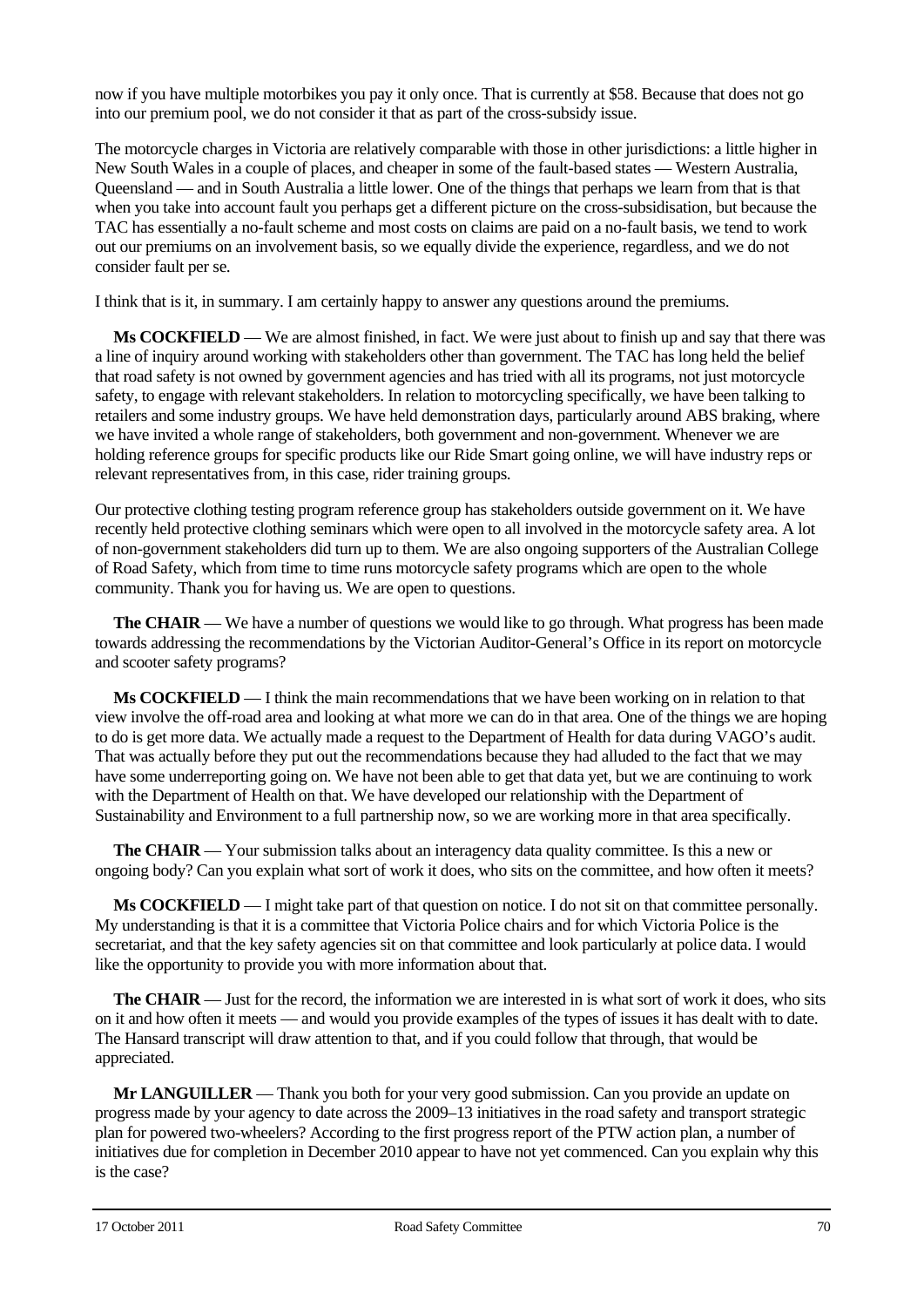now if you have multiple motorbikes you pay it only once. That is currently at $58. Because that does not go into our premium pool, we do not consider it that as part of the cross-subsidy issue.

The motorcycle charges in Victoria are relatively comparable with those in other jurisdictions: a little higher in New South Wales in a couple of places, and cheaper in some of the fault-based states — Western Australia, Queensland — and in South Australia a little lower. One of the things that perhaps we learn from that is that when you take into account fault you perhaps get a different picture on the cross-subsidisation, but because the TAC has essentially a no-fault scheme and most costs on claims are paid on a no-fault basis, we tend to work out our premiums on an involvement basis, so we equally divide the experience, regardless, and we do not consider fault per se.

I think that is it, in summary. I am certainly happy to answer any questions around the premiums.

**Ms COCKFIELD** — We are almost finished, in fact. We were just about to finish up and say that there was a line of inquiry around working with stakeholders other than government. The TAC has long held the belief that road safety is not owned by government agencies and has tried with all its programs, not just motorcycle safety, to engage with relevant stakeholders. In relation to motorcycling specifically, we have been talking to retailers and some industry groups. We have held demonstration days, particularly around ABS braking, where we have invited a whole range of stakeholders, both government and non-government. Whenever we are holding reference groups for specific products like our Ride Smart going online, we will have industry reps or relevant representatives from, in this case, rider training groups.

Our protective clothing testing program reference group has stakeholders outside government on it. We have recently held protective clothing seminars which were open to all involved in the motorcycle safety area. A lot of non-government stakeholders did turn up to them. We are also ongoing supporters of the Australian College of Road Safety, which from time to time runs motorcycle safety programs which are open to the whole community. Thank you for having us. We are open to questions.

**The CHAIR** — We have a number of questions we would like to go through. What progress has been made towards addressing the recommendations by the Victorian Auditor-General's Office in its report on motorcycle and scooter safety programs?

**Ms COCKFIELD** — I think the main recommendations that we have been working on in relation to that view involve the off-road area and looking at what more we can do in that area. One of the things we are hoping to do is get more data. We actually made a request to the Department of Health for data during VAGO's audit. That was actually before they put out the recommendations because they had alluded to the fact that we may have some underreporting going on. We have not been able to get that data yet, but we are continuing to work with the Department of Health on that. We have developed our relationship with the Department of Sustainability and Environment to a full partnership now, so we are working more in that area specifically.

**The CHAIR** — Your submission talks about an interagency data quality committee. Is this a new or ongoing body? Can you explain what sort of work it does, who sits on the committee, and how often it meets?

**Ms COCKFIELD** — I might take part of that question on notice. I do not sit on that committee personally. My understanding is that it is a committee that Victoria Police chairs and for which Victoria Police is the secretariat, and that the key safety agencies sit on that committee and look particularly at police data. I would like the opportunity to provide you with more information about that.

**The CHAIR** — Just for the record, the information we are interested in is what sort of work it does, who sits on it and how often it meets — and would you provide examples of the types of issues it has dealt with to date. The Hansard transcript will draw attention to that, and if you could follow that through, that would be appreciated.

**Mr LANGUILLER** — Thank you both for your very good submission. Can you provide an update on progress made by your agency to date across the 2009–13 initiatives in the road safety and transport strategic plan for powered two-wheelers? According to the first progress report of the PTW action plan, a number of initiatives due for completion in December 2010 appear to have not yet commenced. Can you explain why this is the case?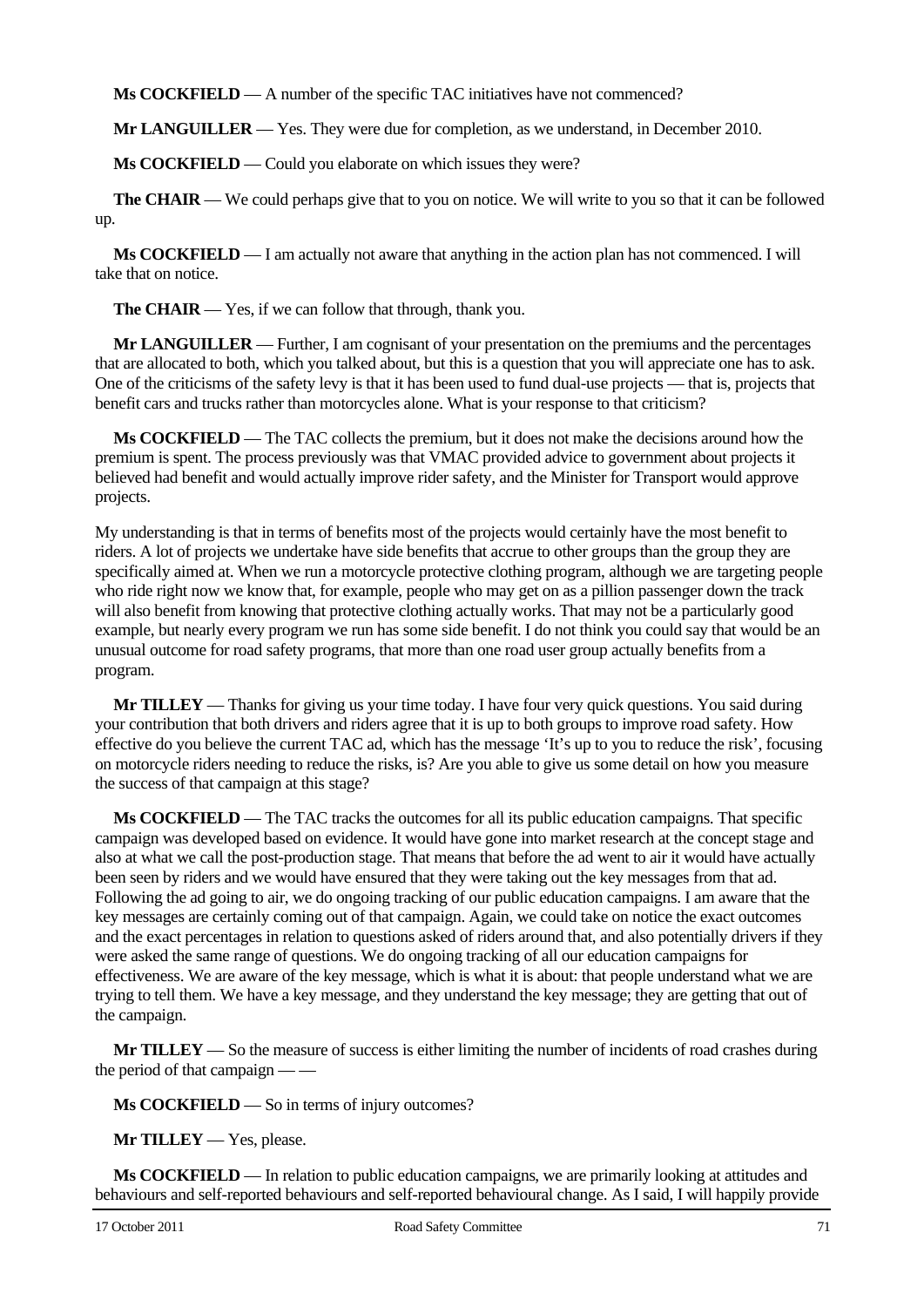**Ms COCKFIELD** — A number of the specific TAC initiatives have not commenced?

**Mr LANGUILLER** — Yes. They were due for completion, as we understand, in December 2010.

**Ms COCKFIELD** — Could you elaborate on which issues they were?

**The CHAIR** — We could perhaps give that to you on notice. We will write to you so that it can be followed up.

**Ms COCKFIELD** — I am actually not aware that anything in the action plan has not commenced. I will take that on notice.

**The CHAIR** — Yes, if we can follow that through, thank you.

**Mr LANGUILLER** — Further, I am cognisant of your presentation on the premiums and the percentages that are allocated to both, which you talked about, but this is a question that you will appreciate one has to ask. One of the criticisms of the safety levy is that it has been used to fund dual-use projects — that is, projects that benefit cars and trucks rather than motorcycles alone. What is your response to that criticism?

**Ms COCKFIELD** — The TAC collects the premium, but it does not make the decisions around how the premium is spent. The process previously was that VMAC provided advice to government about projects it believed had benefit and would actually improve rider safety, and the Minister for Transport would approve projects.

My understanding is that in terms of benefits most of the projects would certainly have the most benefit to riders. A lot of projects we undertake have side benefits that accrue to other groups than the group they are specifically aimed at. When we run a motorcycle protective clothing program, although we are targeting people who ride right now we know that, for example, people who may get on as a pillion passenger down the track will also benefit from knowing that protective clothing actually works. That may not be a particularly good example, but nearly every program we run has some side benefit. I do not think you could say that would be an unusual outcome for road safety programs, that more than one road user group actually benefits from a program.

**Mr TILLEY** — Thanks for giving us your time today. I have four very quick questions. You said during your contribution that both drivers and riders agree that it is up to both groups to improve road safety. How effective do you believe the current TAC ad, which has the message 'It's up to you to reduce the risk', focusing on motorcycle riders needing to reduce the risks, is? Are you able to give us some detail on how you measure the success of that campaign at this stage?

**Ms COCKFIELD** — The TAC tracks the outcomes for all its public education campaigns. That specific campaign was developed based on evidence. It would have gone into market research at the concept stage and also at what we call the post-production stage. That means that before the ad went to air it would have actually been seen by riders and we would have ensured that they were taking out the key messages from that ad. Following the ad going to air, we do ongoing tracking of our public education campaigns. I am aware that the key messages are certainly coming out of that campaign. Again, we could take on notice the exact outcomes and the exact percentages in relation to questions asked of riders around that, and also potentially drivers if they were asked the same range of questions. We do ongoing tracking of all our education campaigns for effectiveness. We are aware of the key message, which is what it is about: that people understand what we are trying to tell them. We have a key message, and they understand the key message; they are getting that out of the campaign.

**Mr TILLEY** — So the measure of success is either limiting the number of incidents of road crashes during the period of that campaign — —

**Ms COCKFIELD** — So in terms of injury outcomes?

**Mr TILLEY** — Yes, please.

**Ms COCKFIELD** — In relation to public education campaigns, we are primarily looking at attitudes and behaviours and self-reported behaviours and self-reported behavioural change. As I said, I will happily provide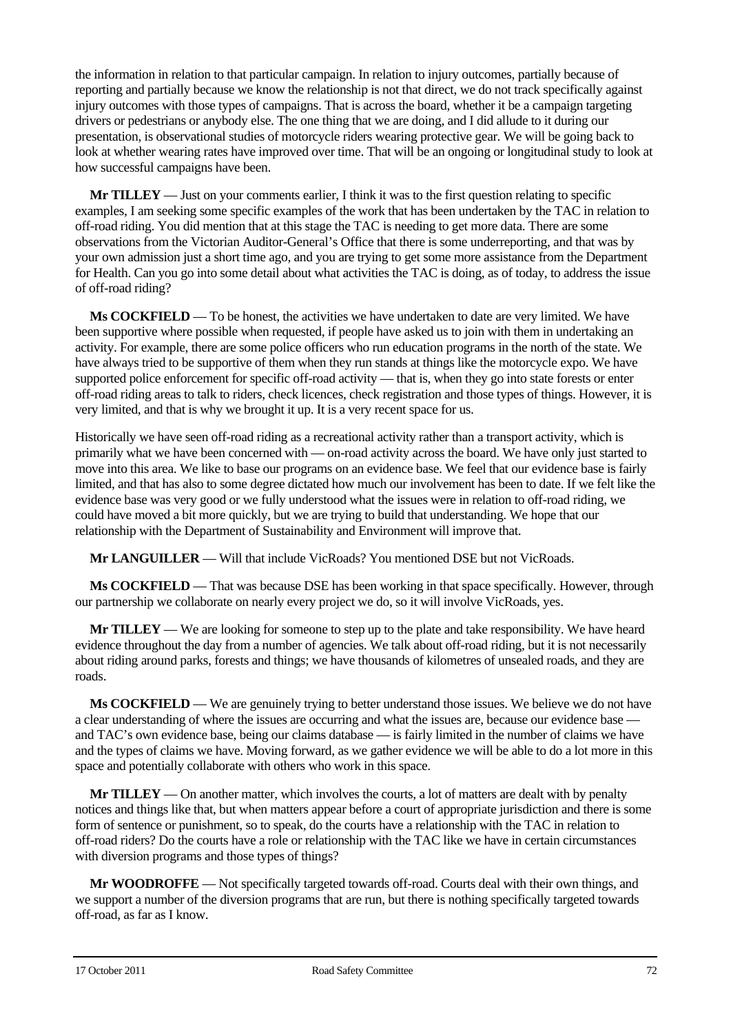the information in relation to that particular campaign. In relation to injury outcomes, partially because of reporting and partially because we know the relationship is not that direct, we do not track specifically against injury outcomes with those types of campaigns. That is across the board, whether it be a campaign targeting drivers or pedestrians or anybody else. The one thing that we are doing, and I did allude to it during our presentation, is observational studies of motorcycle riders wearing protective gear. We will be going back to look at whether wearing rates have improved over time. That will be an ongoing or longitudinal study to look at how successful campaigns have been.

**Mr TILLEY** — Just on your comments earlier, I think it was to the first question relating to specific examples, I am seeking some specific examples of the work that has been undertaken by the TAC in relation to off-road riding. You did mention that at this stage the TAC is needing to get more data. There are some observations from the Victorian Auditor-General's Office that there is some underreporting, and that was by your own admission just a short time ago, and you are trying to get some more assistance from the Department for Health. Can you go into some detail about what activities the TAC is doing, as of today, to address the issue of off-road riding?

**Ms COCKFIELD** — To be honest, the activities we have undertaken to date are very limited. We have been supportive where possible when requested, if people have asked us to join with them in undertaking an activity. For example, there are some police officers who run education programs in the north of the state. We have always tried to be supportive of them when they run stands at things like the motorcycle expo. We have supported police enforcement for specific off-road activity — that is, when they go into state forests or enter off-road riding areas to talk to riders, check licences, check registration and those types of things. However, it is very limited, and that is why we brought it up. It is a very recent space for us.

Historically we have seen off-road riding as a recreational activity rather than a transport activity, which is primarily what we have been concerned with — on-road activity across the board. We have only just started to move into this area. We like to base our programs on an evidence base. We feel that our evidence base is fairly limited, and that has also to some degree dictated how much our involvement has been to date. If we felt like the evidence base was very good or we fully understood what the issues were in relation to off-road riding, we could have moved a bit more quickly, but we are trying to build that understanding. We hope that our relationship with the Department of Sustainability and Environment will improve that.

**Mr LANGUILLER** — Will that include VicRoads? You mentioned DSE but not VicRoads.

**Ms COCKFIELD** — That was because DSE has been working in that space specifically. However, through our partnership we collaborate on nearly every project we do, so it will involve VicRoads, yes.

**Mr TILLEY** — We are looking for someone to step up to the plate and take responsibility. We have heard evidence throughout the day from a number of agencies. We talk about off-road riding, but it is not necessarily about riding around parks, forests and things; we have thousands of kilometres of unsealed roads, and they are roads.

**Ms COCKFIELD** — We are genuinely trying to better understand those issues. We believe we do not have a clear understanding of where the issues are occurring and what the issues are, because our evidence base — and TAC's own evidence base, being our claims database — is fairly limited in the number of claims we have and the types of claims we have. Moving forward, as we gather evidence we will be able to do a lot more in this space and potentially collaborate with others who work in this space.

**Mr TILLEY** — On another matter, which involves the courts, a lot of matters are dealt with by penalty notices and things like that, but when matters appear before a court of appropriate jurisdiction and there is some form of sentence or punishment, so to speak, do the courts have a relationship with the TAC in relation to off-road riders? Do the courts have a role or relationship with the TAC like we have in certain circumstances with diversion programs and those types of things?

**Mr WOODROFFE** — Not specifically targeted towards off-road. Courts deal with their own things, and we support a number of the diversion programs that are run, but there is nothing specifically targeted towards off-road, as far as I know.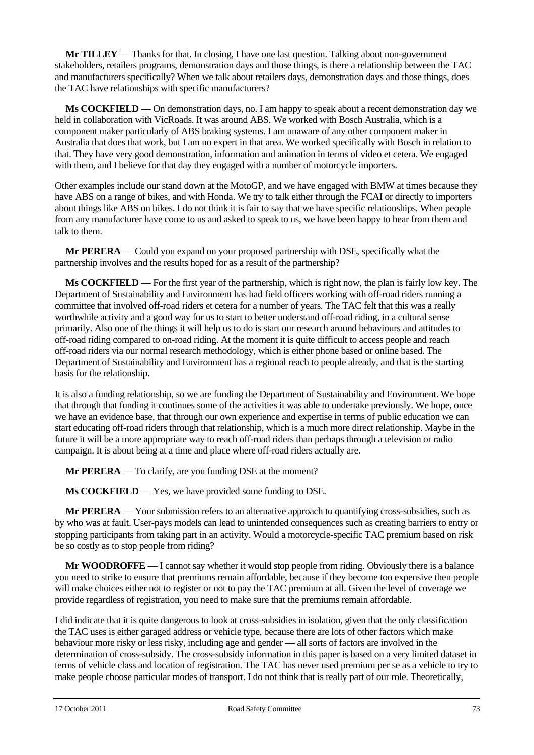**Mr TILLEY** — Thanks for that. In closing, I have one last question. Talking about non-government stakeholders, retailers programs, demonstration days and those things, is there a relationship between the TAC and manufacturers specifically? When we talk about retailers days, demonstration days and those things, does the TAC have relationships with specific manufacturers?

**Ms COCKFIELD** — On demonstration days, no. I am happy to speak about a recent demonstration day we held in collaboration with VicRoads. It was around ABS. We worked with Bosch Australia, which is a component maker particularly of ABS braking systems. I am unaware of any other component maker in Australia that does that work, but I am no expert in that area. We worked specifically with Bosch in relation to that. They have very good demonstration, information and animation in terms of video et cetera. We engaged with them, and I believe for that day they engaged with a number of motorcycle importers.

Other examples include our stand down at the MotoGP, and we have engaged with BMW at times because they have ABS on a range of bikes, and with Honda. We try to talk either through the FCAI or directly to importers about things like ABS on bikes. I do not think it is fair to say that we have specific relationships. When people from any manufacturer have come to us and asked to speak to us, we have been happy to hear from them and talk to them.

**Mr PERERA** — Could you expand on your proposed partnership with DSE, specifically what the partnership involves and the results hoped for as a result of the partnership?

**Ms COCKFIELD** — For the first year of the partnership, which is right now, the plan is fairly low key. The Department of Sustainability and Environment has had field officers working with off-road riders running a committee that involved off-road riders et cetera for a number of years. The TAC felt that this was a really worthwhile activity and a good way for us to start to better understand off-road riding, in a cultural sense primarily. Also one of the things it will help us to do is start our research around behaviours and attitudes to off-road riding compared to on-road riding. At the moment it is quite difficult to access people and reach off-road riders via our normal research methodology, which is either phone based or online based. The Department of Sustainability and Environment has a regional reach to people already, and that is the starting basis for the relationship.

It is also a funding relationship, so we are funding the Department of Sustainability and Environment. We hope that through that funding it continues some of the activities it was able to undertake previously. We hope, once we have an evidence base, that through our own experience and expertise in terms of public education we can start educating off-road riders through that relationship, which is a much more direct relationship. Maybe in the future it will be a more appropriate way to reach off-road riders than perhaps through a television or radio campaign. It is about being at a time and place where off-road riders actually are.

**Mr PERERA** — To clarify, are you funding DSE at the moment?

**Ms COCKFIELD** — Yes, we have provided some funding to DSE.

**Mr PERERA** — Your submission refers to an alternative approach to quantifying cross-subsidies, such as by who was at fault. User-pays models can lead to unintended consequences such as creating barriers to entry or stopping participants from taking part in an activity. Would a motorcycle-specific TAC premium based on risk be so costly as to stop people from riding?

**Mr WOODROFFE** — I cannot say whether it would stop people from riding. Obviously there is a balance you need to strike to ensure that premiums remain affordable, because if they become too expensive then people will make choices either not to register or not to pay the TAC premium at all. Given the level of coverage we provide regardless of registration, you need to make sure that the premiums remain affordable.

I did indicate that it is quite dangerous to look at cross-subsidies in isolation, given that the only classification the TAC uses is either garaged address or vehicle type, because there are lots of other factors which make behaviour more risky or less risky, including age and gender — all sorts of factors are involved in the determination of cross-subsidy. The cross-subsidy information in this paper is based on a very limited dataset in terms of vehicle class and location of registration. The TAC has never used premium per se as a vehicle to try to make people choose particular modes of transport. I do not think that is really part of our role. Theoretically,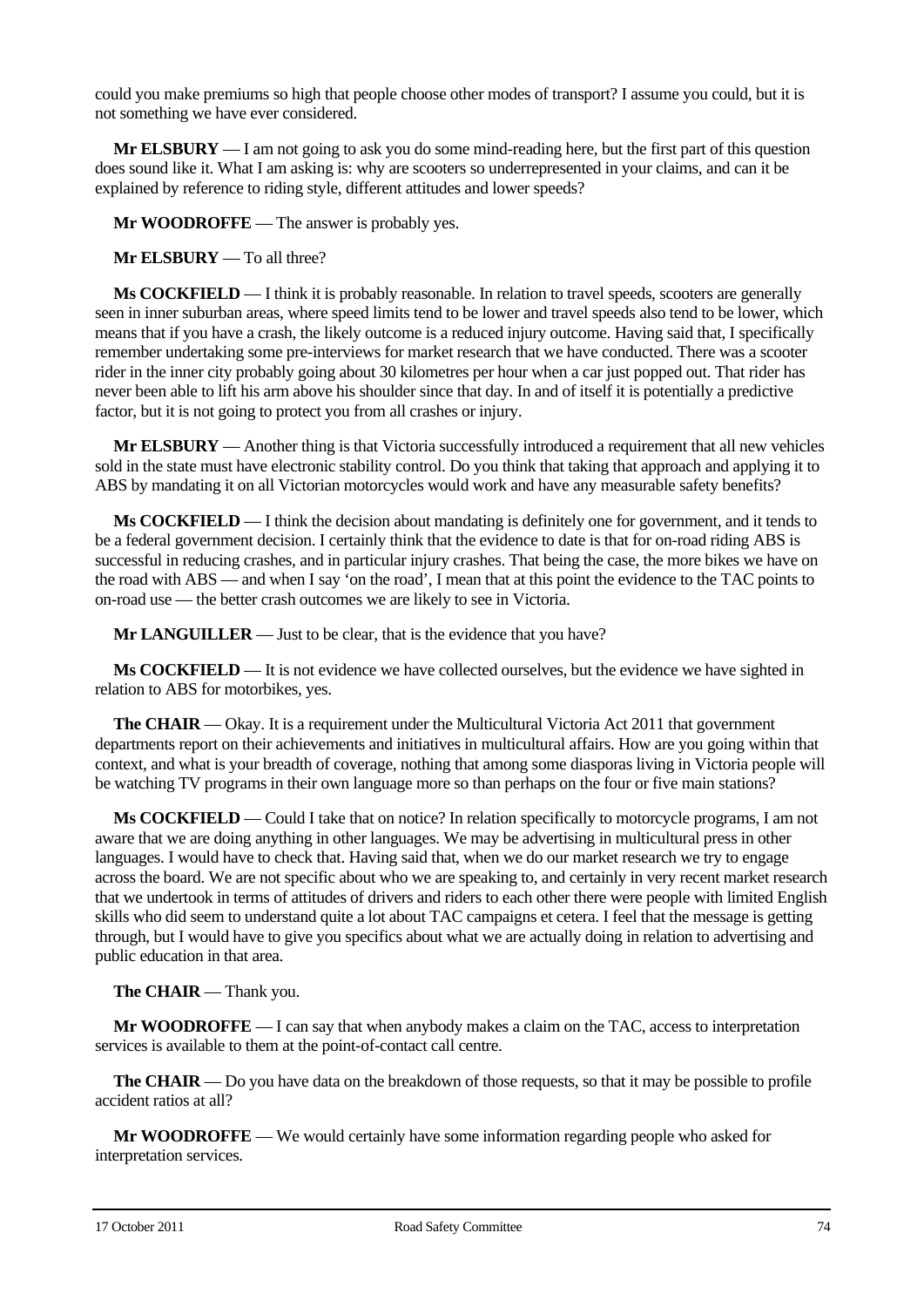could you make premiums so high that people choose other modes of transport? I assume you could, but it is not something we have ever considered.

**Mr ELSBURY** — I am not going to ask you do some mind-reading here, but the first part of this question does sound like it. What I am asking is: why are scooters so underrepresented in your claims, and can it be explained by reference to riding style, different attitudes and lower speeds?

**Mr WOODROFFE** — The answer is probably yes.

**Mr ELSBURY** — To all three?

**Ms COCKFIELD** — I think it is probably reasonable. In relation to travel speeds, scooters are generally seen in inner suburban areas, where speed limits tend to be lower and travel speeds also tend to be lower, which means that if you have a crash, the likely outcome is a reduced injury outcome. Having said that, I specifically remember undertaking some pre-interviews for market research that we have conducted. There was a scooter rider in the inner city probably going about 30 kilometres per hour when a car just popped out. That rider has never been able to lift his arm above his shoulder since that day. In and of itself it is potentially a predictive factor, but it is not going to protect you from all crashes or injury.

**Mr ELSBURY** — Another thing is that Victoria successfully introduced a requirement that all new vehicles sold in the state must have electronic stability control. Do you think that taking that approach and applying it to ABS by mandating it on all Victorian motorcycles would work and have any measurable safety benefits?

**Ms COCKFIELD** — I think the decision about mandating is definitely one for government, and it tends to be a federal government decision. I certainly think that the evidence to date is that for on-road riding ABS is successful in reducing crashes, and in particular injury crashes. That being the case, the more bikes we have on the road with ABS — and when I say 'on the road', I mean that at this point the evidence to the TAC points to on-road use — the better crash outcomes we are likely to see in Victoria.

**Mr LANGUILLER** — Just to be clear, that is the evidence that you have?

**Ms COCKFIELD** — It is not evidence we have collected ourselves, but the evidence we have sighted in relation to ABS for motorbikes, yes.

**The CHAIR** — Okay. It is a requirement under the Multicultural Victoria Act 2011 that government departments report on their achievements and initiatives in multicultural affairs. How are you going within that context, and what is your breadth of coverage, nothing that among some diasporas living in Victoria people will be watching TV programs in their own language more so than perhaps on the four or five main stations?

**Ms COCKFIELD** — Could I take that on notice? In relation specifically to motorcycle programs, I am not aware that we are doing anything in other languages. We may be advertising in multicultural press in other languages. I would have to check that. Having said that, when we do our market research we try to engage across the board. We are not specific about who we are speaking to, and certainly in very recent market research that we undertook in terms of attitudes of drivers and riders to each other there were people with limited English skills who did seem to understand quite a lot about TAC campaigns et cetera. I feel that the message is getting through, but I would have to give you specifics about what we are actually doing in relation to advertising and public education in that area.

**The CHAIR** — Thank you.

**Mr WOODROFFE** — I can say that when anybody makes a claim on the TAC, access to interpretation services is available to them at the point-of-contact call centre.

**The CHAIR** — Do you have data on the breakdown of those requests, so that it may be possible to profile accident ratios at all?

**Mr WOODROFFE** — We would certainly have some information regarding people who asked for interpretation services.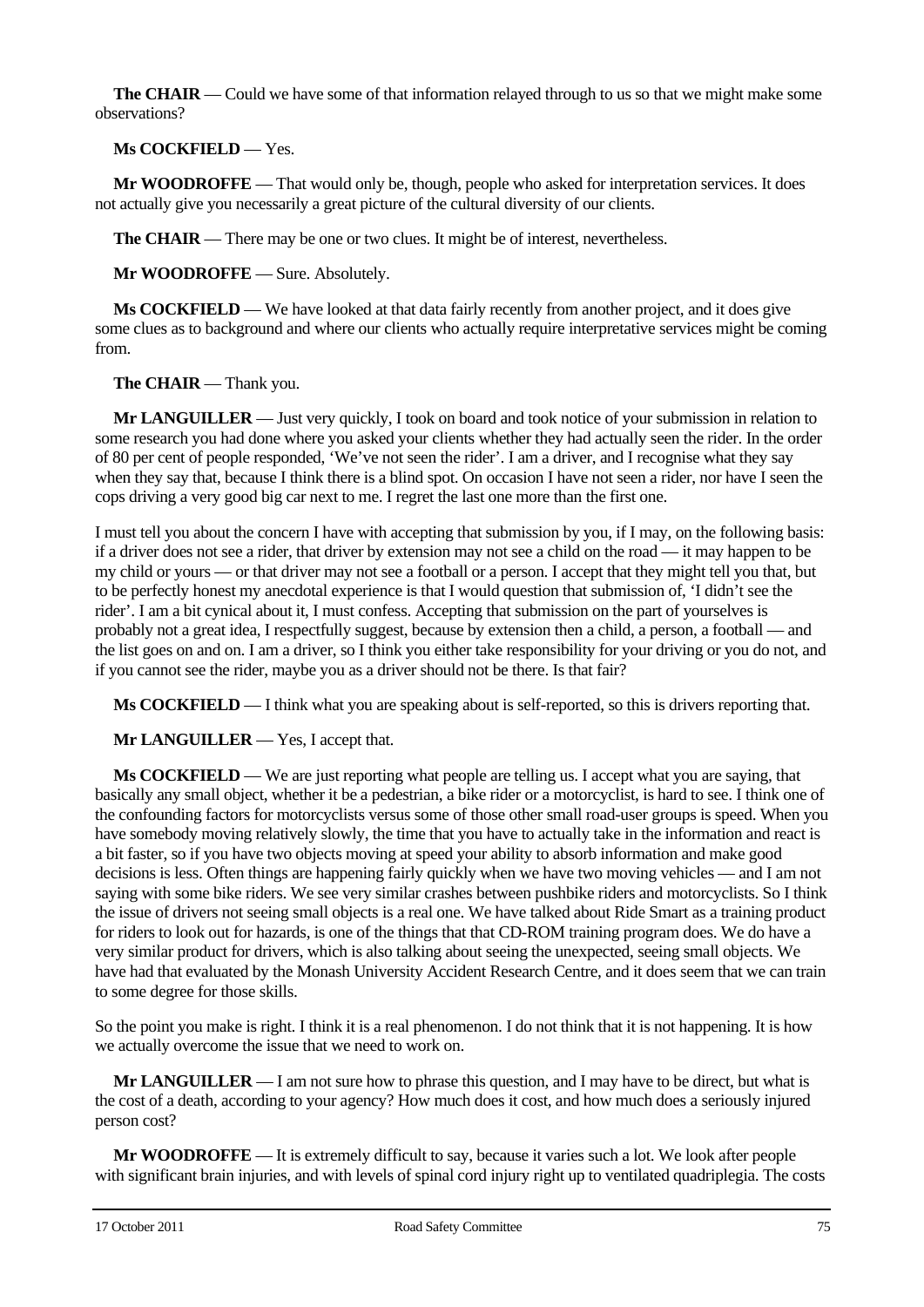**The CHAIR** — Could we have some of that information relayed through to us so that we might make some observations?

**Ms COCKFIELD** — Yes.

**Mr WOODROFFE** — That would only be, though, people who asked for interpretation services. It does not actually give you necessarily a great picture of the cultural diversity of our clients.

**The CHAIR** — There may be one or two clues. It might be of interest, nevertheless.

**Mr WOODROFFE** — Sure. Absolutely.

**Ms COCKFIELD** — We have looked at that data fairly recently from another project, and it does give some clues as to background and where our clients who actually require interpretative services might be coming from.

**The CHAIR** — Thank you.

**Mr LANGUILLER** — Just very quickly, I took on board and took notice of your submission in relation to some research you had done where you asked your clients whether they had actually seen the rider. In the order of 80 per cent of people responded, 'We've not seen the rider'. I am a driver, and I recognise what they say when they say that, because I think there is a blind spot. On occasion I have not seen a rider, nor have I seen the cops driving a very good big car next to me. I regret the last one more than the first one.

I must tell you about the concern I have with accepting that submission by you, if I may, on the following basis: if a driver does not see a rider, that driver by extension may not see a child on the road — it may happen to be my child or yours — or that driver may not see a football or a person. I accept that they might tell you that, but to be perfectly honest my anecdotal experience is that I would question that submission of, 'I didn't see the rider'. I am a bit cynical about it, I must confess. Accepting that submission on the part of yourselves is probably not a great idea, I respectfully suggest, because by extension then a child, a person, a football — and the list goes on and on. I am a driver, so I think you either take responsibility for your driving or you do not, and if you cannot see the rider, maybe you as a driver should not be there. Is that fair?

**Ms COCKFIELD** — I think what you are speaking about is self-reported, so this is drivers reporting that.

**Mr LANGUILLER** — Yes, I accept that.

**Ms COCKFIELD** — We are just reporting what people are telling us. I accept what you are saying, that basically any small object, whether it be a pedestrian, a bike rider or a motorcyclist, is hard to see. I think one of the confounding factors for motorcyclists versus some of those other small road-user groups is speed. When you have somebody moving relatively slowly, the time that you have to actually take in the information and react is a bit faster, so if you have two objects moving at speed your ability to absorb information and make good decisions is less. Often things are happening fairly quickly when we have two moving vehicles — and I am not saying with some bike riders. We see very similar crashes between pushbike riders and motorcyclists. So I think the issue of drivers not seeing small objects is a real one. We have talked about Ride Smart as a training product for riders to look out for hazards, is one of the things that that CD-ROM training program does. We do have a very similar product for drivers, which is also talking about seeing the unexpected, seeing small objects. We have had that evaluated by the Monash University Accident Research Centre, and it does seem that we can train to some degree for those skills.

So the point you make is right. I think it is a real phenomenon. I do not think that it is not happening. It is how we actually overcome the issue that we need to work on.

**Mr LANGUILLER** — I am not sure how to phrase this question, and I may have to be direct, but what is the cost of a death, according to your agency? How much does it cost, and how much does a seriously injured person cost?

**Mr WOODROFFE** — It is extremely difficult to say, because it varies such a lot. We look after people with significant brain injuries, and with levels of spinal cord injury right up to ventilated quadriplegia. The costs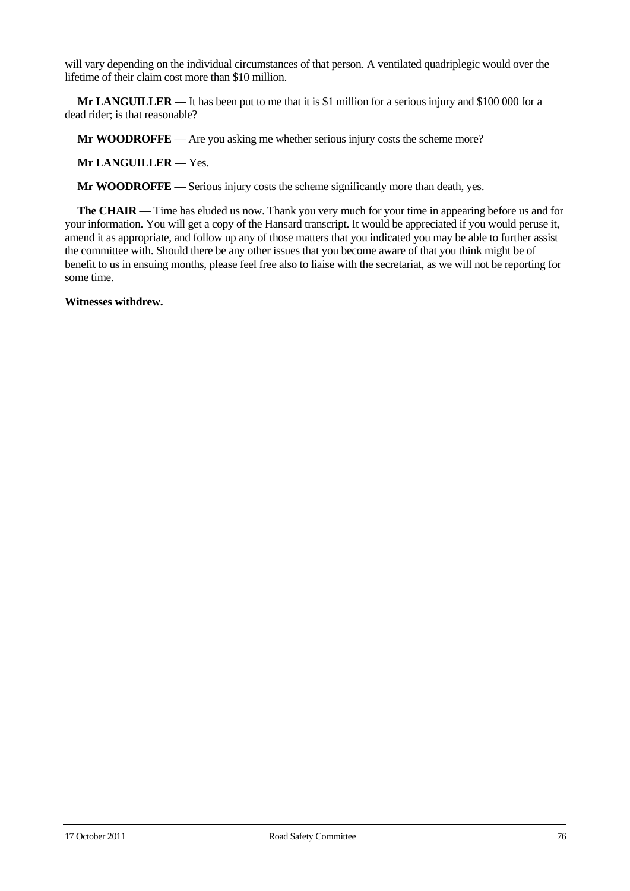will vary depending on the individual circumstances of that person. A ventilated quadriplegic would over the lifetime of their claim cost more than $10 million.

**Mr LANGUILLER** — It has been put to me that it is $1 million for a serious injury and $100 000 for a dead rider; is that reasonable?

**Mr WOODROFFE** — Are you asking me whether serious injury costs the scheme more?

**Mr LANGUILLER** — Yes.

**Mr WOODROFFE** — Serious injury costs the scheme significantly more than death, yes.

**The CHAIR** — Time has eluded us now. Thank you very much for your time in appearing before us and for your information. You will get a copy of the Hansard transcript. It would be appreciated if you would peruse it, amend it as appropriate, and follow up any of those matters that you indicated you may be able to further assist the committee with. Should there be any other issues that you become aware of that you think might be of benefit to us in ensuing months, please feel free also to liaise with the secretariat, as we will not be reporting for some time.

**Witnesses withdrew.**